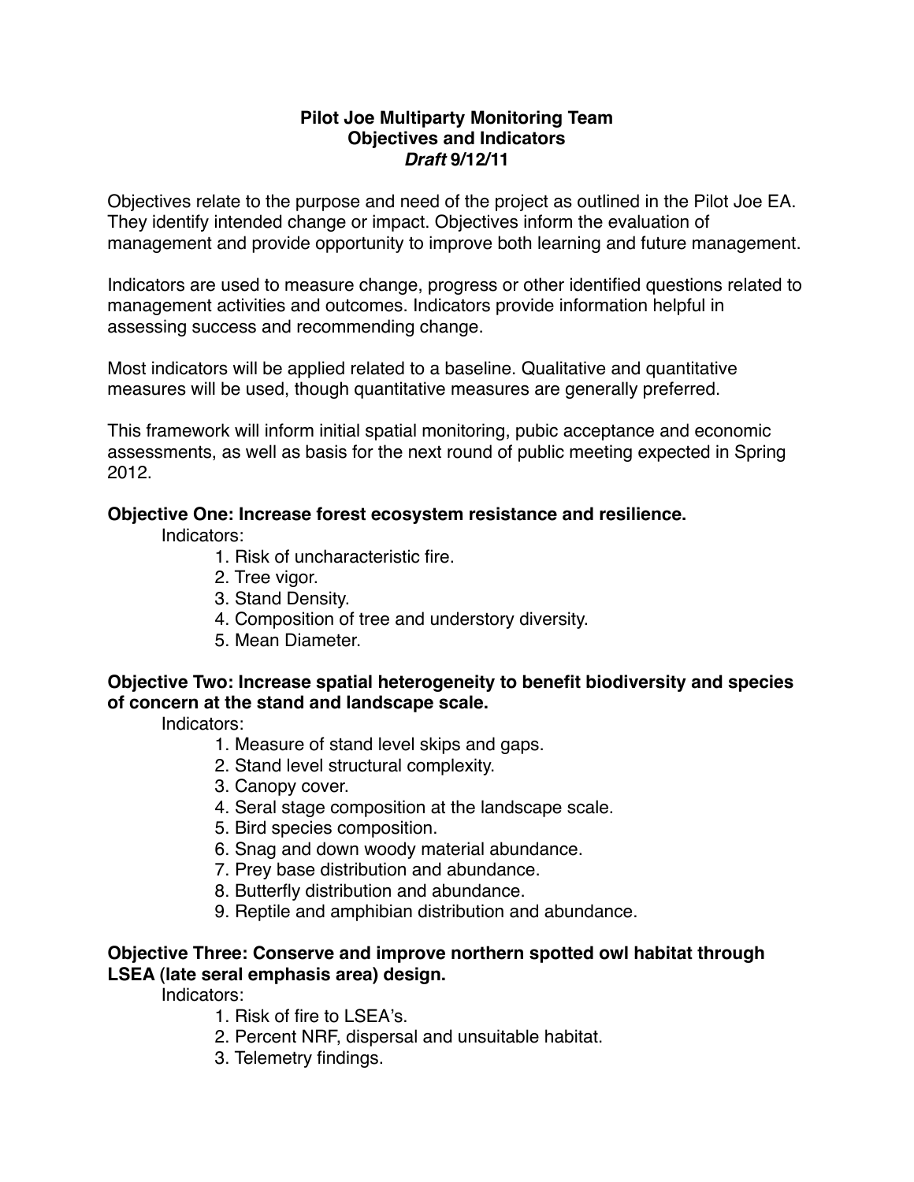**Pilot Joe Multiparty Monitoring Team**
**Objectives and Indicators**
***Draft* 9/12/11**

Objectives relate to the purpose and need of the project as outlined in the Pilot Joe EA. They identify intended change or impact. Objectives inform the evaluation of management and provide opportunity to improve both learning and future management.

Indicators are used to measure change, progress or other identified questions related to management activities and outcomes. Indicators provide information helpful in assessing success and recommending change.

Most indicators will be applied related to a baseline. Qualitative and quantitative measures will be used, though quantitative measures are generally preferred.

This framework will inform initial spatial monitoring, pubic acceptance and economic assessments, as well as basis for the next round of public meeting expected in Spring 2012.

**Objective One: Increase forest ecosystem resistance and resilience.**

Indicators:

1. Risk of uncharacteristic fire.
2. Tree vigor.
3. Stand Density.
4. Composition of tree and understory diversity.
5. Mean Diameter.

**Objective Two: Increase spatial heterogeneity to benefit biodiversity and species of concern at the stand and landscape scale.**

Indicators:

1. Measure of stand level skips and gaps.
2. Stand level structural complexity.
3. Canopy cover.
4. Seral stage composition at the landscape scale.
5. Bird species composition.
6. Snag and down woody material abundance.
7. Prey base distribution and abundance.
8. Butterfly distribution and abundance.
9. Reptile and amphibian distribution and abundance.

**Objective Three: Conserve and improve northern spotted owl habitat through LSEA (late seral emphasis area) design.**

Indicators:

1. Risk of fire to LSEA's.
2. Percent NRF, dispersal and unsuitable habitat.
3. Telemetry findings.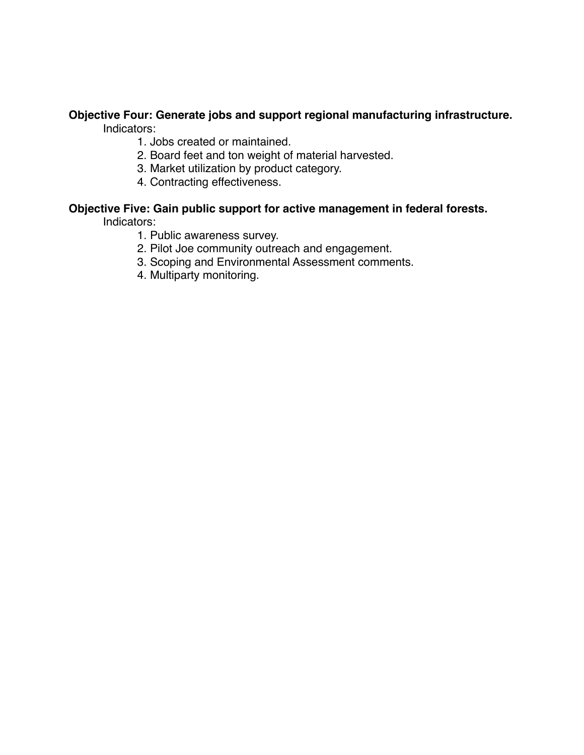**Objective Four: Generate jobs and support regional manufacturing infrastructure.**

Indicators:

1. Jobs created or maintained.
2. Board feet and ton weight of material harvested.
3. Market utilization by product category.
4. Contracting effectiveness.

**Objective Five: Gain public support for active management in federal forests.**

Indicators:

1. Public awareness survey.
2. Pilot Joe community outreach and engagement.
3. Scoping and Environmental Assessment comments.
4. Multiparty monitoring.